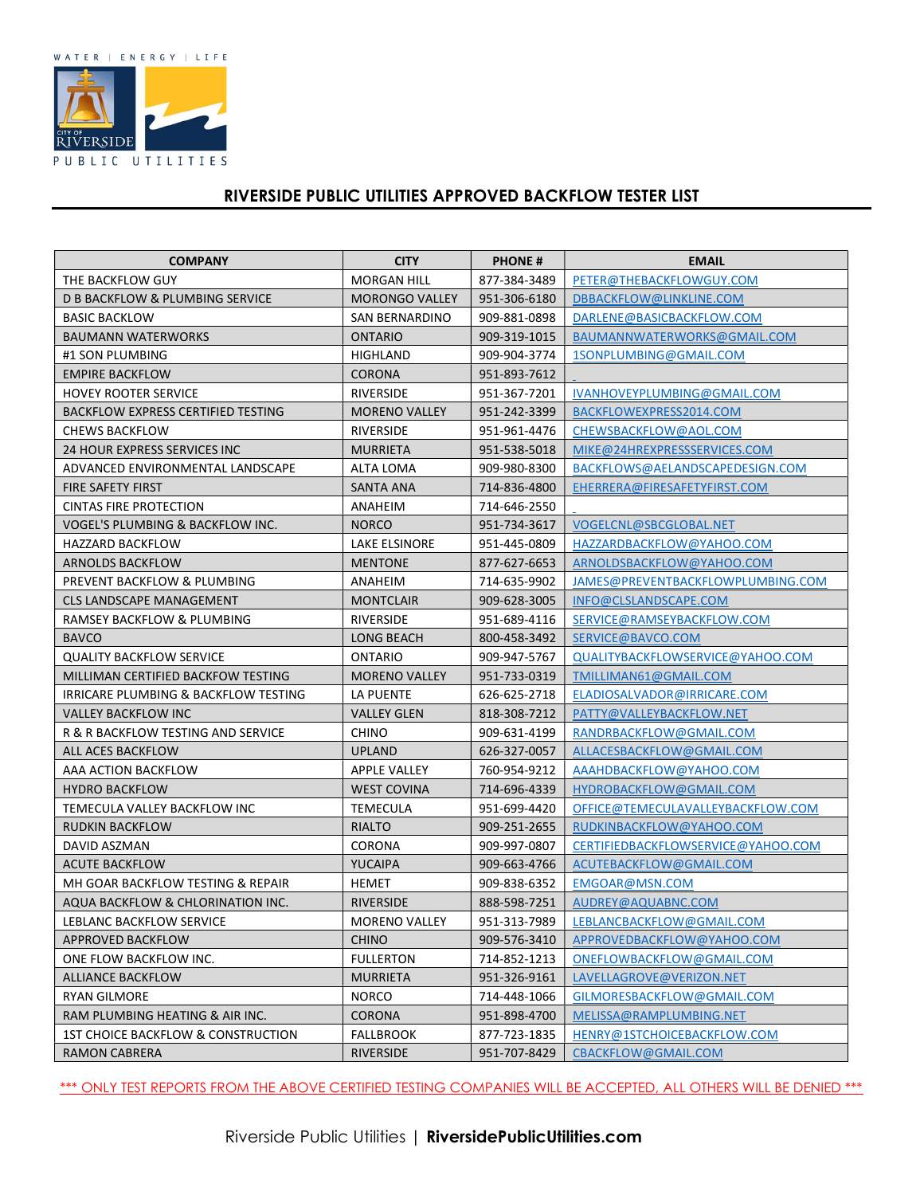WATER | ENERGY | LIFE

CITY OF RIVERSIDE PUBLIC UTILITIES

# RIVERSIDE PUBLIC UTILITIES APPROVED BACKFLOW TESTER LIST

| COMPANY | CITY | PHONE # | EMAIL |
|---|---|---|---|
| THE BACKFLOW GUY | MORGAN HILL | 877-384-3489 | PETER@THEBACKFLOWGUY.COM |
| D B BACKFLOW & PLUMBING SERVICE | MORONGO VALLEY | 951-306-6180 | DBBACKFLOW@LINKLINE.COM |
| BASIC BACKFLOW | SAN BERNARDINO | 909-881-0898 | DARLENE@BASICBACKFLOW.COM |
| BAUMANN WATERWORKS | ONTARIO | 909-319-1015 | BAUMANNWATERWORKS@GMAIL.COM |
| #1 SON PLUMBING | HIGHLAND | 909-904-3774 | 1SONPLUMBING@GMAIL.COM |
| EMPIRE BACKFLOW | CORONA | 951-893-7612 | |
| HOVEY ROOTER SERVICE | RIVERSIDE | 951-367-7201 | IVANHOVEYPLUMBING@GMAIL.COM |
| BACKFLOW EXPRESS CERTIFIED TESTING | MORENO VALLEY | 951-242-3399 | BACKFLOWEXPRESS2014.COM |
| CHEWS BACKFLOW | RIVERSIDE | 951-961-4476 | CHEWSBACKFLOW@AOL.COM |
| 24 HOUR EXPRESS SERVICES INC | MURRIETA | 951-538-5018 | MIKE@24HREXPRESSSERVICES.COM |
| ADVANCED ENVIRONMENTAL LANDSCAPE | ALTA LOMA | 909-980-8300 | BACKFLOWS@AELANDSCAPEDESIGN.COM |
| FIRE SAFETY FIRST | SANTA ANA | 714-836-4800 | EHERRERA@FIRESAFETYFIRST.COM |
| CINTAS FIRE PROTECTION | ANAHEIM | 714-646-2550 | |
| VOGEL'S PLUMBING & BACKFLOW INC. | NORCO | 951-734-3617 | VOGELCNL@SBCGLOBAL.NET |
| HAZZARD BACKFLOW | LAKE ELSINORE | 951-445-0809 | HAZZARDBACKFLOW@YAHOO.COM |
| ARNOLDS BACKFLOW | MENTONE | 877-627-6653 | ARNOLDSBACKFLOW@YAHOO.COM |
| PREVENT BACKFLOW & PLUMBING | ANAHEIM | 714-635-9902 | JAMES@PREVENTBACKFLOWPLUMBING.COM |
| CLS LANDSCAPE MANAGEMENT | MONTCLAIR | 909-628-3005 | INFO@CLSLANDSCAPE.COM |
| RAMSEY BACKFLOW & PLUMBING | RIVERSIDE | 951-689-4116 | SERVICE@RAMSEYBACKFLOW.COM |
| BAVCO | LONG BEACH | 800-458-3492 | SERVICE@BAVCO.COM |
| QUALITY BACKFLOW SERVICE | ONTARIO | 909-947-5767 | QUALITYBACKFLOWSERVICE@YAHOO.COM |
| MILLIMAN CERTIFIED BACKFOW TESTING | MORENO VALLEY | 951-733-0319 | TMILLIMAN61@GMAIL.COM |
| IRRICARE PLUMBING & BACKFLOW TESTING | LA PUENTE | 626-625-2718 | ELADIOSALVADOR@IRRICARE.COM |
| VALLEY BACKFLOW INC | VALLEY GLEN | 818-308-7212 | PATTY@VALLEYBACKFLOW.NET |
| R & R BACKFLOW TESTING AND SERVICE | CHINO | 909-631-4199 | RANDRBACKFLOW@GMAIL.COM |
| ALL ACES BACKFLOW | UPLAND | 626-327-0057 | ALLACESBACKFLOW@GMAIL.COM |
| AAA ACTION BACKFLOW | APPLE VALLEY | 760-954-9212 | AAAHDBACKFLOW@YAHOO.COM |
| HYDRO BACKFLOW | WEST COVINA | 714-696-4339 | HYDROBACKFLOW@GMAIL.COM |
| TEMECULA VALLEY BACKFLOW INC | TEMECULA | 951-699-4420 | OFFICE@TEMECULAVALLEYBACKFLOW.COM |
| RUDKIN BACKFLOW | RIALTO | 909-251-2655 | RUDKINBACKFLOW@YAHOO.COM |
| DAVID ASZMAN | CORONA | 909-997-0807 | CERTIFIEDBACKFLOWSERVICE@YAHOO.COM |
| ACUTE BACKFLOW | YUCAIPA | 909-663-4766 | ACUTEBACKFLOW@GMAIL.COM |
| MH GOAR BACKFLOW TESTING & REPAIR | HEMET | 909-838-6352 | EMGOAR@MSN.COM |
| AQUA BACKFLOW & CHLORINATION INC. | RIVERSIDE | 888-598-7251 | AUDREY@AQUABNC.COM |
| LEBLANC BACKFLOW SERVICE | MORENO VALLEY | 951-313-7989 | LEBLANCBACKFLOW@GMAIL.COM |
| APPROVED BACKFLOW | CHINO | 909-576-3410 | APPROVEDBACKFLOW@YAHOO.COM |
| ONE FLOW BACKFLOW INC. | FULLERTON | 714-852-1213 | ONEFLOWBACKFLOW@GMAIL.COM |
| ALLIANCE BACKFLOW | MURRIETA | 951-326-9161 | LAVELLAGROVE@VERIZON.NET |
| RYAN GILMORE | NORCO | 714-448-1066 | GILMORESBACKFLOW@GMAIL.COM |
| RAM PLUMBING HEATING & AIR INC. | CORONA | 951-898-4700 | MELISSA@RAMPLUMBING.NET |
| 1ST CHOICE BACKFLOW & CONSTRUCTION | FALLBROOK | 877-723-1835 | HENRY@1STCHOICEBACKFLOW.COM |
| RAMON CABRERA | RIVERSIDE | 951-707-8429 | CBACKFLOW@GMAIL.COM |

*** ONLY TEST REPORTS FROM THE ABOVE CERTIFIED TESTING COMPANIES WILL BE ACCEPTED, ALL OTHERS WILL BE DENIED ***

Riverside Public Utilities | **RiversidePublicUtilities.com**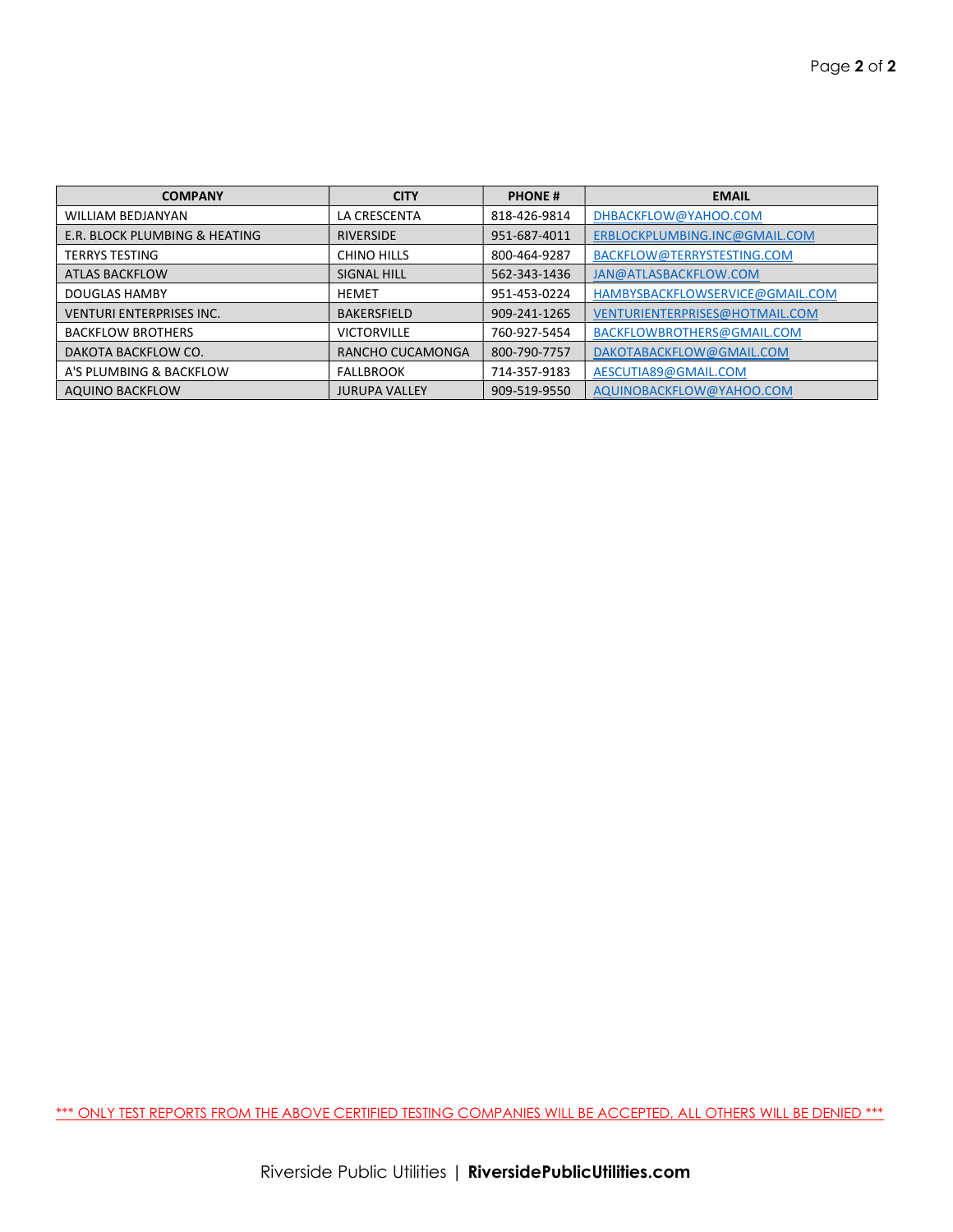| COMPANY | CITY | PHONE # | EMAIL |
|---|---|---|---|
| WILLIAM BEDJANYAN | LA CRESCENTA | 818-426-9814 | DHBACKFLOW@YAHOO.COM |
| E.R. BLOCK PLUMBING & HEATING | RIVERSIDE | 951-687-4011 | ERBLOCKPLUMBING.INC@GMAIL.COM |
| TERRYS TESTING | CHINO HILLS | 800-464-9287 | BACKFLOW@TERRYSTESTING.COM |
| ATLAS BACKFLOW | SIGNAL HILL | 562-343-1436 | JAN@ATLASBACKFLOW.COM |
| DOUGLAS HAMBY | HEMET | 951-453-0224 | HAMBYSBACKFLOWSERVICE@GMAIL.COM |
| VENTURI ENTERPRISES INC. | BAKERSFIELD | 909-241-1265 | VENTURIENTERPRISES@HOTMAIL.COM |
| BACKFLOW BROTHERS | VICTORVILLE | 760-927-5454 | BACKFLOWBROTHERS@GMAIL.COM |
| DAKOTA BACKFLOW CO. | RANCHO CUCAMONGA | 800-790-7757 | DAKOTABACKFLOW@GMAIL.COM |
| A'S PLUMBING & BACKFLOW | FALLBROOK | 714-357-9183 | AESCUTIA89@GMAIL.COM |
| AQUINO BACKFLOW | JURUPA VALLEY | 909-519-9550 | AQUINOBACKFLOW@YAHOO.COM |

*** ONLY TEST REPORTS FROM THE ABOVE CERTIFIED TESTING COMPANIES WILL BE ACCEPTED, ALL OTHERS WILL BE DENIED ***

Riverside Public Utilities | **RiversidePublicUtilities.com**